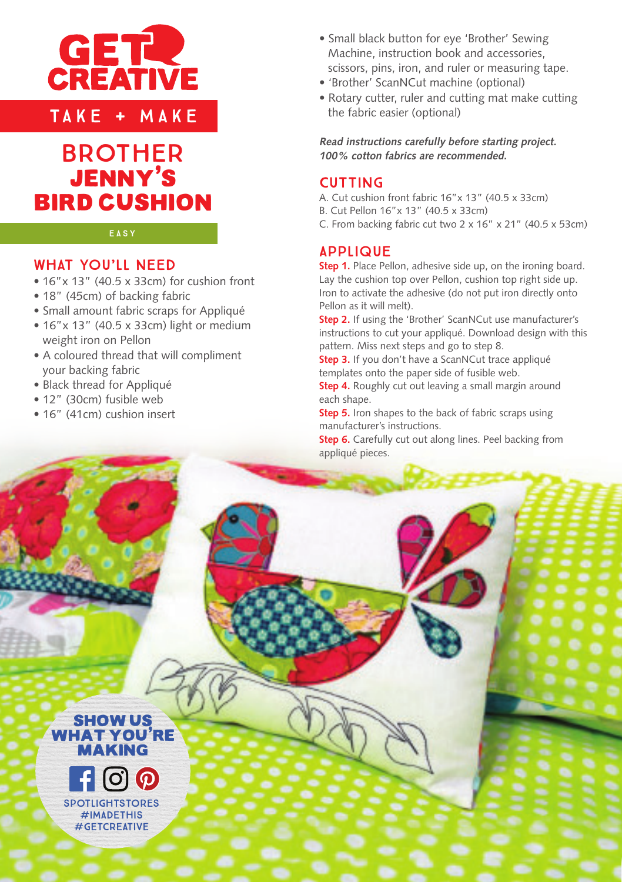# GET CREATIVE

TAKE + MAKE

# BROTHER JENNY'S BIRD CUSHION

EASY

## WHAT YOU'LL NEED

- 16"x 13" (40.5 x 33cm) for cushion front
- 18" (45cm) of backing fabric
- Small amount fabric scraps for Appliqué
- 16"x 13" (40.5 x 33cm) light or medium weight iron on Pellon
- A coloured thread that will compliment your backing fabric
- Black thread for Appliqué
- 12" (30cm) fusible web
- 16" (41cm) cushion insert
- Small black button for eye 'Brother' Sewing Machine, instruction book and accessories, scissors, pins, iron, and ruler or measuring tape.
- 'Brother' ScanNCut machine (optional)
- Rotary cutter, ruler and cutting mat make cutting the fabric easier (optional)

***Read instructions carefully before starting project. 100% cotton fabrics are recommended.***

## CUTTING

A. Cut cushion front fabric 16"x 13" (40.5 x 33cm)
B. Cut Pellon 16"x 13" (40.5 x 33cm)
C. From backing fabric cut two 2 x 16" x 21" (40.5 x 53cm)

## APPLIQUE

**Step 1.** Place Pellon, adhesive side up, on the ironing board. Lay the cushion top over Pellon, cushion top right side up. Iron to activate the adhesive (do not put iron directly onto Pellon as it will melt).

**Step 2.** If using the 'Brother' ScanNCut use manufacturer's instructions to cut your appliqué. Download design with this pattern. Miss next steps and go to step 8.

**Step 3.** If you don't have a ScanNCut trace appliqué templates onto the paper side of fusible web.

**Step 4.** Roughly cut out leaving a small margin around each shape.

**Step 5.** Iron shapes to the back of fabric scraps using manufacturer's instructions.

**Step 6.** Carefully cut out along lines. Peel backing from appliqué pieces.

SHOW US WHAT YOU'RE MAKING

SPOTLIGHTSTORES
#IMADETHIS
#GETCREATIVE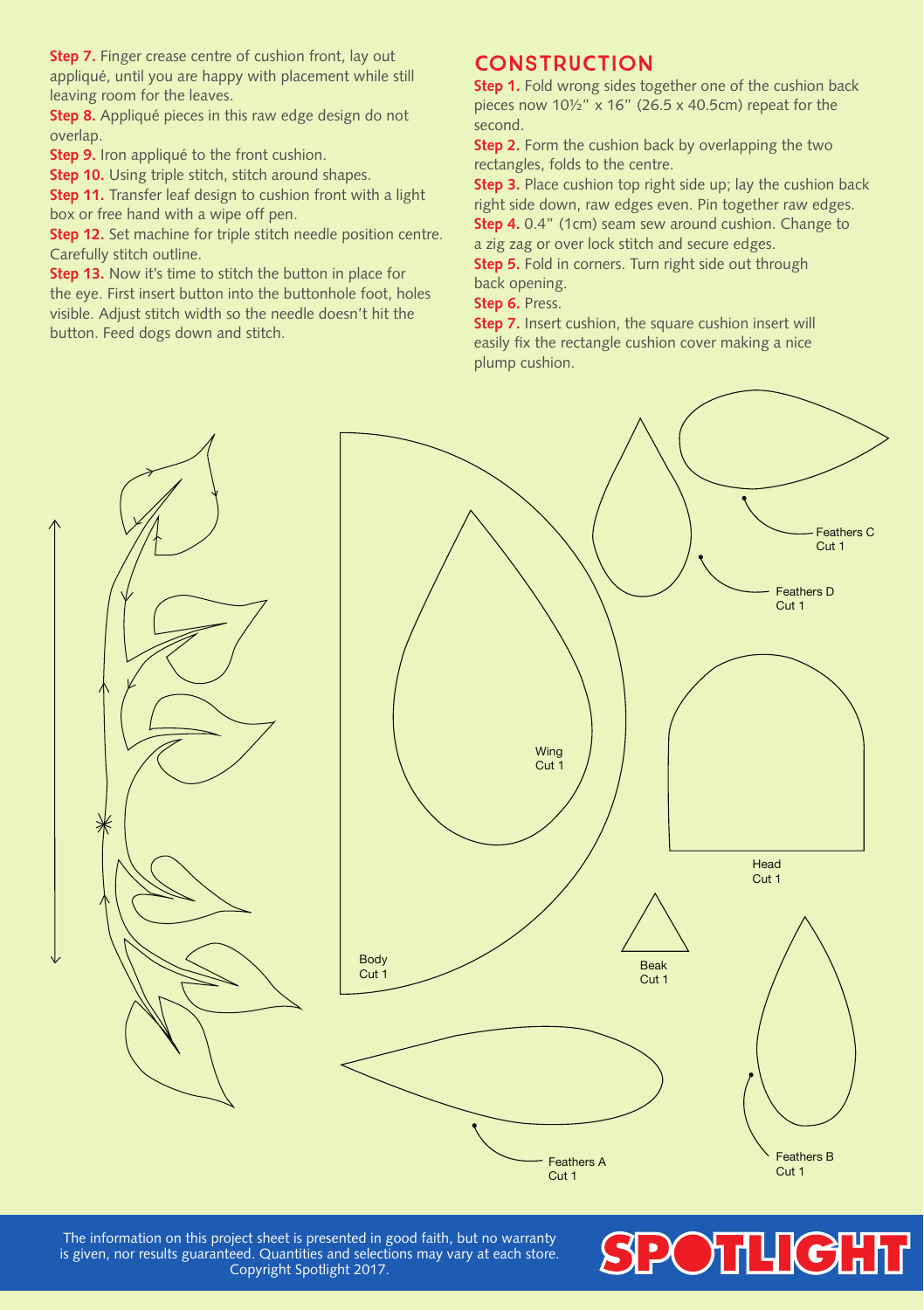**Step 7.** Finger crease centre of cushion front, lay out appliqué, until you are happy with placement while still leaving room for the leaves.

**Step 8.** Appliqué pieces in this raw edge design do not overlap.

**Step 9.** Iron appliqué to the front cushion.

**Step 10.** Using triple stitch, stitch around shapes.

**Step 11.** Transfer leaf design to cushion front with a light box or free hand with a wipe off pen.

**Step 12.** Set machine for triple stitch needle position centre. Carefully stitch outline.

**Step 13.** Now it's time to stitch the button in place for the eye. First insert button into the buttonhole foot, holes visible. Adjust stitch width so the needle doesn't hit the button. Feed dogs down and stitch.

## CONSTRUCTION

**Step 1.** Fold wrong sides together one of the cushion back pieces now 10½" x 16" (26.5 x 40.5cm) repeat for the second.

**Step 2.** Form the cushion back by overlapping the two rectangles, folds to the centre.

**Step 3.** Place cushion top right side up; lay the cushion back right side down, raw edges even. Pin together raw edges.

**Step 4.** 0.4" (1cm) seam sew around cushion. Change to a zig zag or over lock stitch and secure edges.

**Step 5.** Fold in corners. Turn right side out through back opening.

**Step 6.** Press.

**Step 7.** Insert cushion, the square cushion insert will easily fix the rectangle cushion cover making a nice plump cushion.

Feathers C
Cut 1

Feathers D
Cut 1

Wing
Cut 1

Head
Cut 1

Body
Cut 1

Beak
Cut 1

Feathers A
Cut 1

Feathers B
Cut 1

The information on this project sheet is presented in good faith, but no warranty is given, nor results guaranteed. Quantities and selections may vary at each store. Copyright Spotlight 2017.

SPOTLIGHT